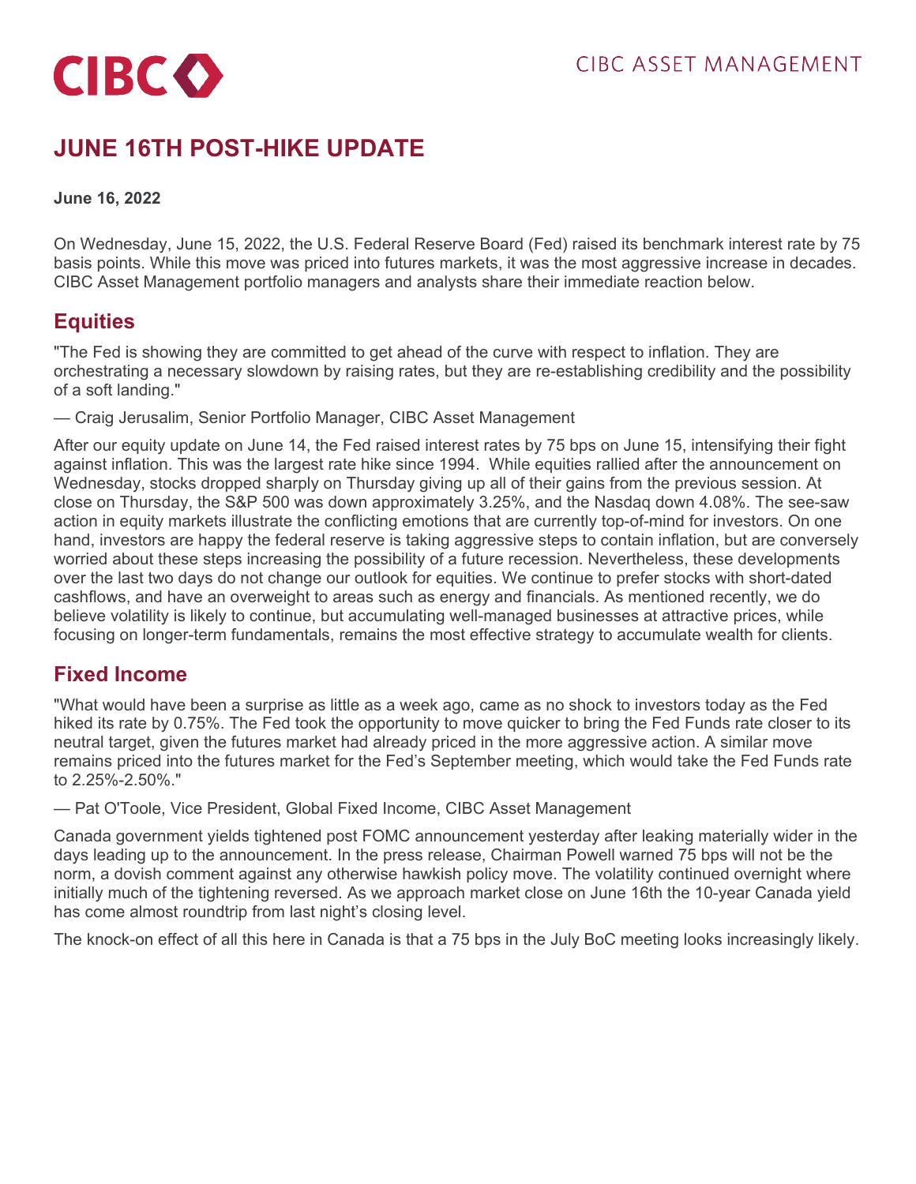# JUNE 16TH POST-HIKE UPDATE

**June 16, 2022**

On Wednesday, June 15, 2022, the U.S. Federal Reserve Board (Fed) raised its benchmark interest rate by 75 basis points. While this move was priced into futures markets, it was the most aggressive increase in decades. CIBC Asset Management portfolio managers and analysts share their immediate reaction below.

## Equities

"The Fed is showing they are committed to get ahead of the curve with respect to inflation. They are orchestrating a necessary slowdown by raising rates, but they are re-establishing credibility and the possibility of a soft landing."

— Craig Jerusalim, Senior Portfolio Manager, CIBC Asset Management

After our equity update on June 14, the Fed raised interest rates by 75 bps on June 15, intensifying their fight against inflation. This was the largest rate hike since 1994. While equities rallied after the announcement on Wednesday, stocks dropped sharply on Thursday giving up all of their gains from the previous session. At close on Thursday, the S&P 500 was down approximately 3.25%, and the Nasdaq down 4.08%. The see-saw action in equity markets illustrate the conflicting emotions that are currently top-of-mind for investors. On one hand, investors are happy the federal reserve is taking aggressive steps to contain inflation, but are conversely worried about these steps increasing the possibility of a future recession. Nevertheless, these developments over the last two days do not change our outlook for equities. We continue to prefer stocks with short-dated cashflows, and have an overweight to areas such as energy and financials. As mentioned recently, we do believe volatility is likely to continue, but accumulating well-managed businesses at attractive prices, while focusing on longer-term fundamentals, remains the most effective strategy to accumulate wealth for clients.

## Fixed Income

"What would have been a surprise as little as a week ago, came as no shock to investors today as the Fed hiked its rate by 0.75%. The Fed took the opportunity to move quicker to bring the Fed Funds rate closer to its neutral target, given the futures market had already priced in the more aggressive action. A similar move remains priced into the futures market for the Fed's September meeting, which would take the Fed Funds rate to 2.25%-2.50%."

— Pat O'Toole, Vice President, Global Fixed Income, CIBC Asset Management

Canada government yields tightened post FOMC announcement yesterday after leaking materially wider in the days leading up to the announcement. In the press release, Chairman Powell warned 75 bps will not be the norm, a dovish comment against any otherwise hawkish policy move. The volatility continued overnight where initially much of the tightening reversed. As we approach market close on June 16th the 10-year Canada yield has come almost roundtrip from last night's closing level.

The knock-on effect of all this here in Canada is that a 75 bps in the July BoC meeting looks increasingly likely.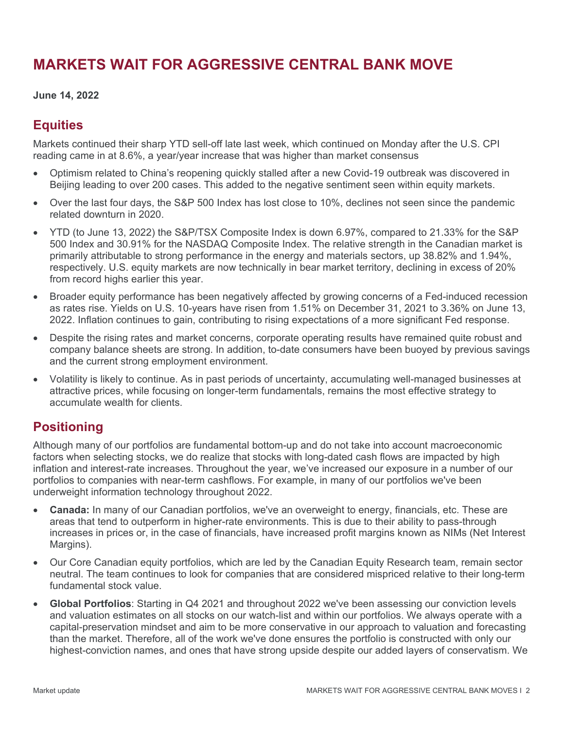# MARKETS WAIT FOR AGGRESSIVE CENTRAL BANK MOVE

**June 14, 2022**

## Equities

Markets continued their sharp YTD sell-off late last week, which continued on Monday after the U.S. CPI reading came in at 8.6%, a year/year increase that was higher than market consensus

- Optimism related to China's reopening quickly stalled after a new Covid-19 outbreak was discovered in Beijing leading to over 200 cases. This added to the negative sentiment seen within equity markets.
- Over the last four days, the S&P 500 Index has lost close to 10%, declines not seen since the pandemic related downturn in 2020.
- YTD (to June 13, 2022) the S&P/TSX Composite Index is down 6.97%, compared to 21.33% for the S&P 500 Index and 30.91% for the NASDAQ Composite Index. The relative strength in the Canadian market is primarily attributable to strong performance in the energy and materials sectors, up 38.82% and 1.94%, respectively. U.S. equity markets are now technically in bear market territory, declining in excess of 20% from record highs earlier this year.
- Broader equity performance has been negatively affected by growing concerns of a Fed-induced recession as rates rise. Yields on U.S. 10-years have risen from 1.51% on December 31, 2021 to 3.36% on June 13, 2022. Inflation continues to gain, contributing to rising expectations of a more significant Fed response.
- Despite the rising rates and market concerns, corporate operating results have remained quite robust and company balance sheets are strong. In addition, to-date consumers have been buoyed by previous savings and the current strong employment environment.
- Volatility is likely to continue. As in past periods of uncertainty, accumulating well-managed businesses at attractive prices, while focusing on longer-term fundamentals, remains the most effective strategy to accumulate wealth for clients.

## Positioning

Although many of our portfolios are fundamental bottom-up and do not take into account macroeconomic factors when selecting stocks, we do realize that stocks with long-dated cash flows are impacted by high inflation and interest-rate increases. Throughout the year, we've increased our exposure in a number of our portfolios to companies with near-term cashflows. For example, in many of our portfolios we've been underweight information technology throughout 2022.

- **Canada:** In many of our Canadian portfolios, we've an overweight to energy, financials, etc. These are areas that tend to outperform in higher-rate environments. This is due to their ability to pass-through increases in prices or, in the case of financials, have increased profit margins known as NIMs (Net Interest Margins).
- Our Core Canadian equity portfolios, which are led by the Canadian Equity Research team, remain sector neutral. The team continues to look for companies that are considered mispriced relative to their long-term fundamental stock value.
- **Global Portfolios**: Starting in Q4 2021 and throughout 2022 we've been assessing our conviction levels and valuation estimates on all stocks on our watch-list and within our portfolios. We always operate with a capital-preservation mindset and aim to be more conservative in our approach to valuation and forecasting than the market. Therefore, all of the work we've done ensures the portfolio is constructed with only our highest-conviction names, and ones that have strong upside despite our added layers of conservatism. We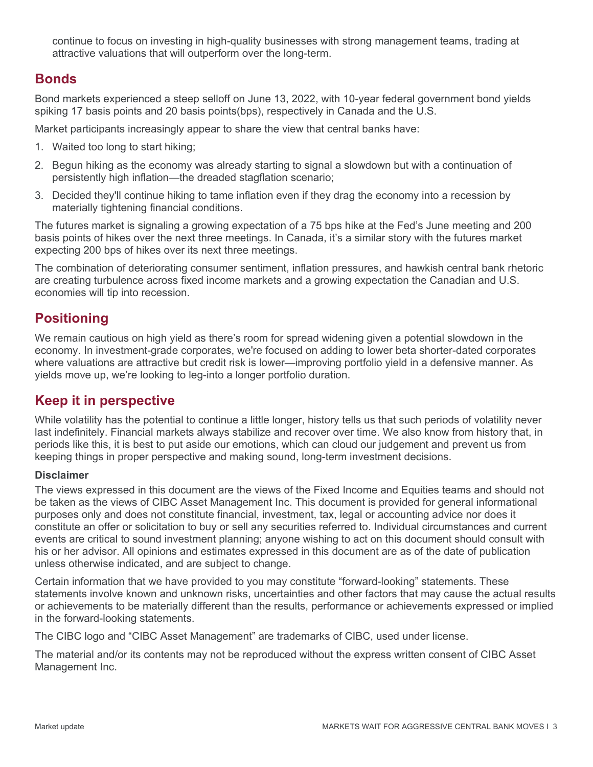continue to focus on investing in high-quality businesses with strong management teams, trading at attractive valuations that will outperform over the long-term.

## Bonds

Bond markets experienced a steep selloff on June 13, 2022, with 10-year federal government bond yields spiking 17 basis points and 20 basis points(bps), respectively in Canada and the U.S.

Market participants increasingly appear to share the view that central banks have:

1. Waited too long to start hiking;
2. Begun hiking as the economy was already starting to signal a slowdown but with a continuation of persistently high inflation—the dreaded stagflation scenario;
3. Decided they'll continue hiking to tame inflation even if they drag the economy into a recession by materially tightening financial conditions.

The futures market is signaling a growing expectation of a 75 bps hike at the Fed's June meeting and 200 basis points of hikes over the next three meetings. In Canada, it's a similar story with the futures market expecting 200 bps of hikes over its next three meetings.

The combination of deteriorating consumer sentiment, inflation pressures, and hawkish central bank rhetoric are creating turbulence across fixed income markets and a growing expectation the Canadian and U.S. economies will tip into recession.

## Positioning

We remain cautious on high yield as there's room for spread widening given a potential slowdown in the economy. In investment-grade corporates, we're focused on adding to lower beta shorter-dated corporates where valuations are attractive but credit risk is lower—improving portfolio yield in a defensive manner. As yields move up, we're looking to leg-into a longer portfolio duration.

## Keep it in perspective

While volatility has the potential to continue a little longer, history tells us that such periods of volatility never last indefinitely. Financial markets always stabilize and recover over time. We also know from history that, in periods like this, it is best to put aside our emotions, which can cloud our judgement and prevent us from keeping things in proper perspective and making sound, long-term investment decisions.

**Disclaimer**

The views expressed in this document are the views of the Fixed Income and Equities teams and should not be taken as the views of CIBC Asset Management Inc. This document is provided for general informational purposes only and does not constitute financial, investment, tax, legal or accounting advice nor does it constitute an offer or solicitation to buy or sell any securities referred to. Individual circumstances and current events are critical to sound investment planning; anyone wishing to act on this document should consult with his or her advisor. All opinions and estimates expressed in this document are as of the date of publication unless otherwise indicated, and are subject to change.

Certain information that we have provided to you may constitute "forward-looking" statements. These statements involve known and unknown risks, uncertainties and other factors that may cause the actual results or achievements to be materially different than the results, performance or achievements expressed or implied in the forward-looking statements.

The CIBC logo and "CIBC Asset Management" are trademarks of CIBC, used under license.

The material and/or its contents may not be reproduced without the express written consent of CIBC Asset Management Inc.